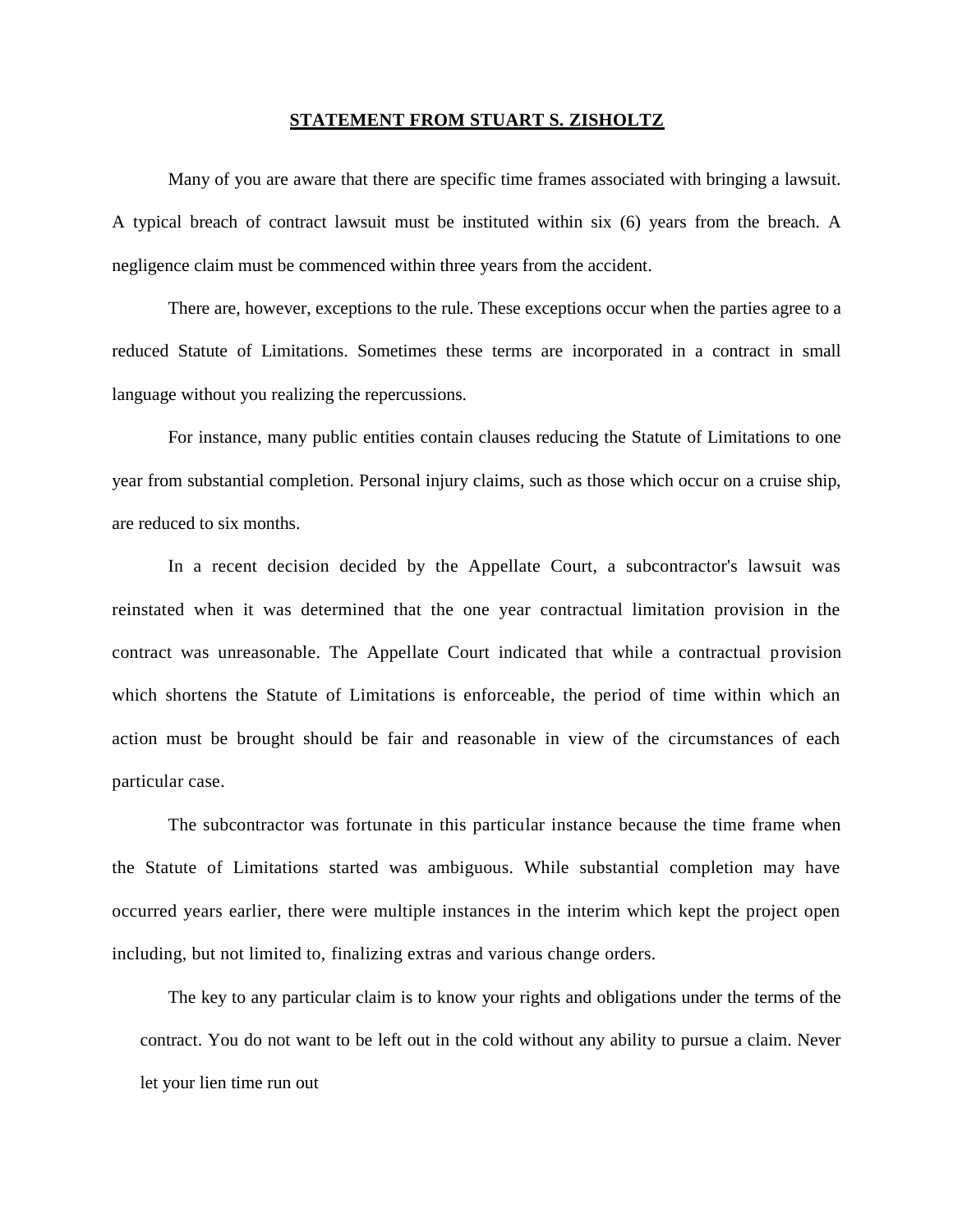# STATEMENT FROM STUART S. ZISHOLTZ

Many of you are aware that there are specific time frames associated with bringing a lawsuit. A typical breach of contract lawsuit must be instituted within six (6) years from the breach. A negligence claim must be commenced within three years from the accident.

There are, however, exceptions to the rule. These exceptions occur when the parties agree to a reduced Statute of Limitations. Sometimes these terms are incorporated in a contract in small language without you realizing the repercussions.

For instance, many public entities contain clauses reducing the Statute of Limitations to one year from substantial completion. Personal injury claims, such as those which occur on a cruise ship, are reduced to six months.

In a recent decision decided by the Appellate Court, a subcontractor's lawsuit was reinstated when it was determined that the one year contractual limitation provision in the contract was unreasonable. The Appellate Court indicated that while a contractual provision which shortens the Statute of Limitations is enforceable, the period of time within which an action must be brought should be fair and reasonable in view of the circumstances of each particular case.

The subcontractor was fortunate in this particular instance because the time frame when the Statute of Limitations started was ambiguous. While substantial completion may have occurred years earlier, there were multiple instances in the interim which kept the project open including, but not limited to, finalizing extras and various change orders.

The key to any particular claim is to know your rights and obligations under the terms of the contract. You do not want to be left out in the cold without any ability to pursue a claim. Never let your lien time run out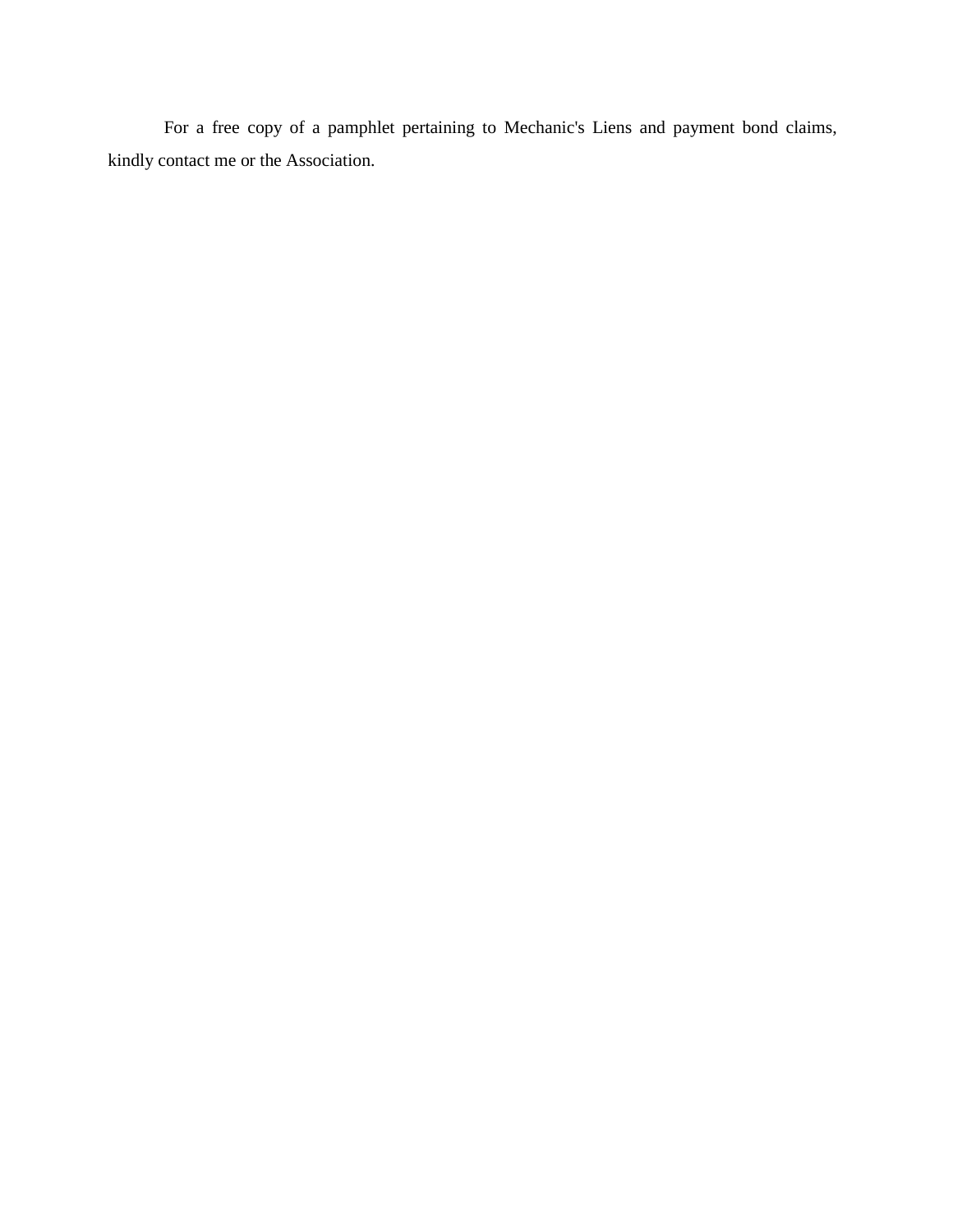For a free copy of a pamphlet pertaining to Mechanic's Liens and payment bond claims, kindly contact me or the Association.